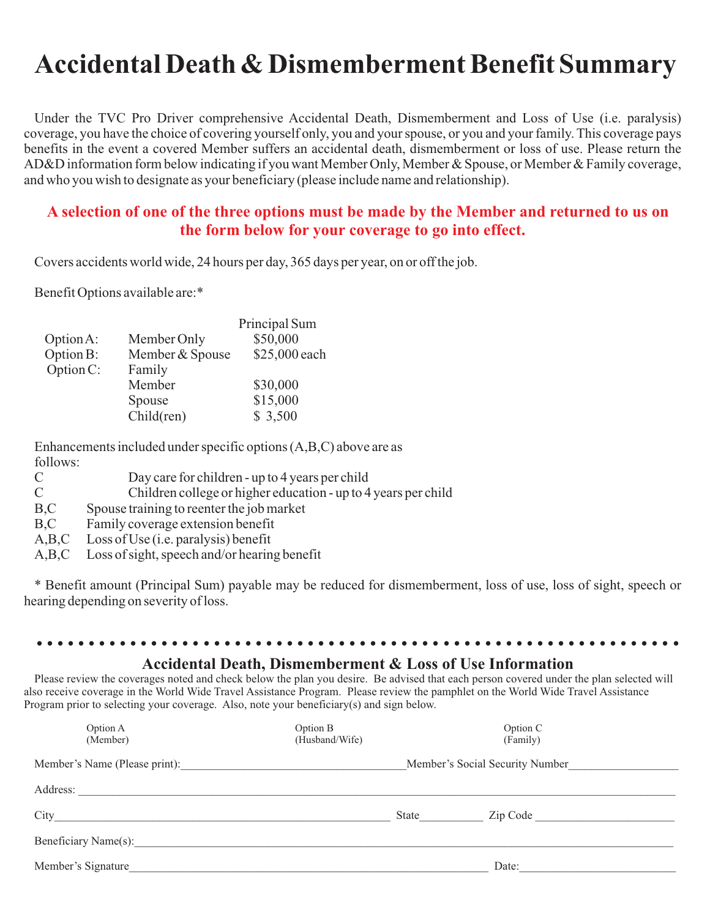# Accidental Death & Dismemberment Benefit Summary

Under the TVC Pro Driver comprehensive Accidental Death, Dismemberment and Loss of Use (i.e. paralysis) coverage, you have the choice of covering yourself only, you and your spouse, or you and your family. This coverage pays benefits in the event a covered Member suffers an accidental death, dismemberment or loss of use. Please return the AD&D information form below indicating if you want Member Only, Member & Spouse, or Member & Family coverage, and who you wish to designate as your beneficiary (please include name and relationship).

**A selection of one of the three options must be made by the Member and returned to us on the form below for your coverage to go into effect.**

Covers accidents world wide, 24 hours per day, 365 days per year, on or off the job.

Benefit Options available are:*

| | | Principal Sum |
|---|---|---|
| Option A: | Member Only | $50,000 |
| Option B: | Member & Spouse | $25,000 each |
| Option C: | Family | |
| | Member | $30,000 |
| | Spouse | $15,000 |
| | Child(ren) | $ 3,500 |

Enhancements included under specific options (A,B,C) above are as follows:

| | |
|---|---|
| C | Day care for children - up to 4 years per child |
| C | Children college or higher education - up to 4 years per child |
| B,C | Spouse training to reenter the job market |
| B,C | Family coverage extension benefit |
| A,B,C | Loss of Use (i.e. paralysis) benefit |
| A,B,C | Loss of sight, speech and/or hearing benefit |

* Benefit amount (Principal Sum) payable may be reduced for dismemberment, loss of use, loss of sight, speech or hearing depending on severity of loss.

---

## Accidental Death, Dismemberment & Loss of Use Information

Please review the coverages noted and check below the plan you desire. Be advised that each person covered under the plan selected will also receive coverage in the World Wide Travel Assistance Program. Please review the pamphlet on the World Wide Travel Assistance Program prior to selecting your coverage. Also, note your beneficiary(s) and sign below.

Option A (Member) Option B (Husband/Wife) Option C (Family)

Member's Name (Please print):________________________ Member's Social Security Number__________________

Address: ____________________________________________

City______________________________ State__________ Zip Code ______________________

Beneficiary Name(s):____________________________________

Member's Signature________________________________ Date:__________________________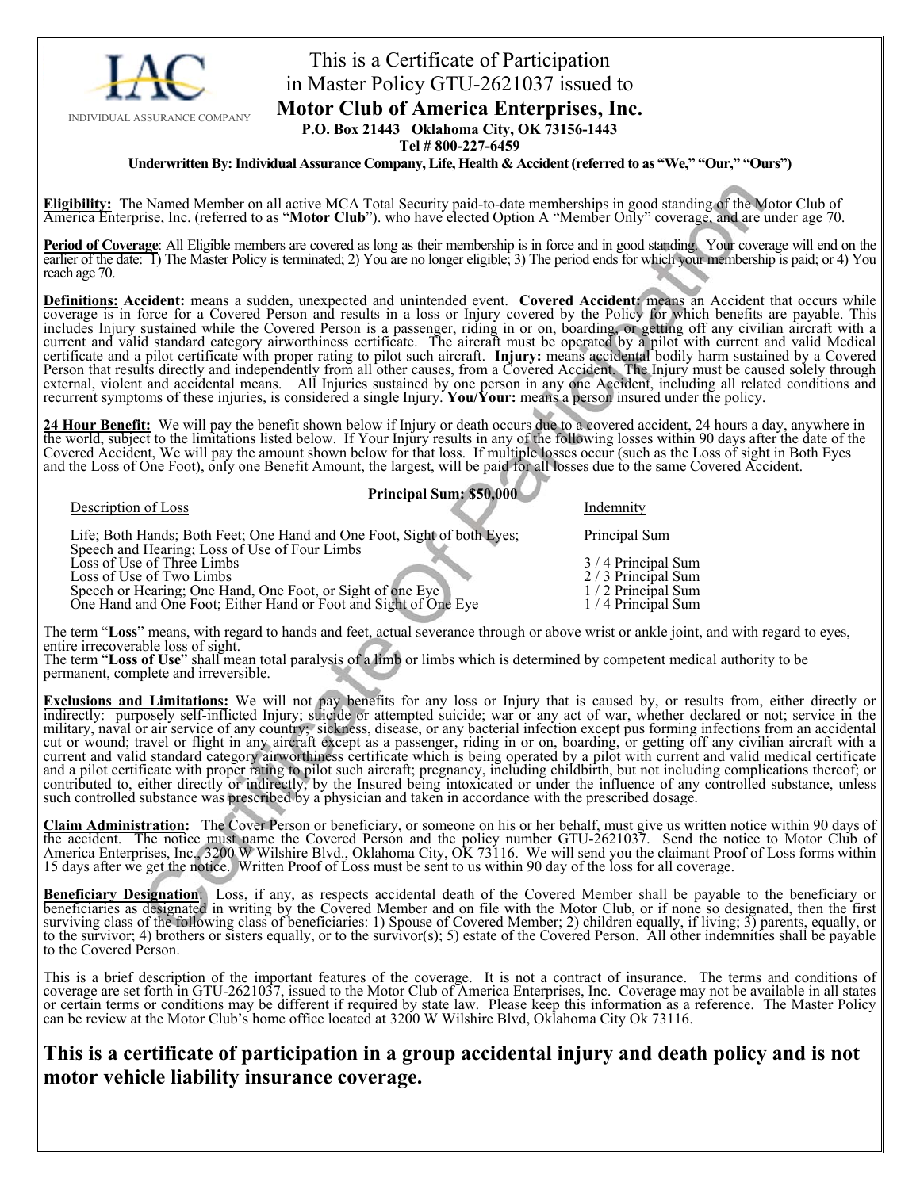IAC

INDIVIDUAL ASSURANCE COMPANY

# This is a Certificate of Participation in Master Policy GTU-2621037 issued to

## Motor Club of America Enterprises, Inc.

**P.O. Box 21443 Oklahoma City, OK 73156-1443**

**Tel # 800-227-6459**

**Underwritten By: Individual Assurance Company, Life, Health & Accident (referred to as "We," "Our," "Ours")**

**Eligibility:** The Named Member on all active MCA Total Security paid-to-date memberships in good standing of the Motor Club of America Enterprise, Inc. (referred to as "**Motor Club**"). who have elected Option A "Member Only" coverage, and are under age 70.

**Period of Coverage**: All Eligible members are covered as long as their membership is in force and in good standing. Your coverage will end on the earlier of the date: 1) The Master Policy is terminated; 2) You are no longer eligible; 3) The period ends for which your membership is paid; or 4) You reach age 70.

**Definitions: Accident:** means a sudden, unexpected and unintended event. **Covered Accident:** means an Accident that occurs while coverage is in force for a Covered Person and results in a loss or Injury covered by the Policy for which benefits are payable. This includes Injury sustained while the Covered Person is a passenger, riding in or on, boarding, or getting off any civilian aircraft with a current and valid standard category airworthiness certificate. The aircraft must be operated by a pilot with current and valid Medical certificate and a pilot certificate with proper rating to pilot such aircraft. **Injury:** means accidental bodily harm sustained by a Covered Person that results directly and independently from all other causes, from a Covered Accident. The Injury must be caused solely through external, violent and accidental means. All Injuries sustained by one person in any one Accident, including all related conditions and recurrent symptoms of these injuries, is considered a single Injury. **You/Your:** means a person insured under the policy.

**24 Hour Benefit:** We will pay the benefit shown below if Injury or death occurs due to a covered accident, 24 hours a day, anywhere in the world, subject to the limitations listed below. If Your Injury results in any of the following losses within 90 days after the date of the Covered Accident, We will pay the amount shown below for that loss. If multiple losses occur (such as the Loss of sight in Both Eyes and the Loss of One Foot), only one Benefit Amount, the largest, will be paid for all losses due to the same Covered Accident.

**Principal Sum: $50,000**

| Description of Loss | Indemnity |
|---|---|
| Life; Both Hands; Both Feet; One Hand and One Foot, Sight of both Eyes; Speech and Hearing; Loss of Use of Four Limbs | Principal Sum |
| Loss of Use of Three Limbs | 3 / 4 Principal Sum |
| Loss of Use of Two Limbs | 2 / 3 Principal Sum |
| Speech or Hearing; One Hand, One Foot, or Sight of one Eye | 1 / 2 Principal Sum |
| One Hand and One Foot; Either Hand or Foot and Sight of One Eye | 1 / 4 Principal Sum |

The term "**Loss**" means, with regard to hands and feet, actual severance through or above wrist or ankle joint, and with regard to eyes, entire irrecoverable loss of sight.
The term "**Loss of Use**" shall mean total paralysis of a limb or limbs which is determined by competent medical authority to be permanent, complete and irreversible.

**Exclusions and Limitations:** We will not pay benefits for any loss or Injury that is caused by, or results from, either directly or indirectly: purposely self-inflicted Injury; suicide or attempted suicide; war or any act of war, whether declared or not; service in the military, naval or air service of any country; sickness, disease, or any bacterial infection except pus forming infections from an accidental cut or wound; travel or flight in any aircraft except as a passenger, riding in or on, boarding, or getting off any civilian aircraft with a current and valid standard category airworthiness certificate which is being operated by a pilot with current and valid medical certificate and a pilot certificate with proper rating to pilot such aircraft; pregnancy, including childbirth, but not including complications thereof; or contributed to, either directly or indirectly, by the Insured being intoxicated or under the influence of any controlled substance, unless such controlled substance was prescribed by a physician and taken in accordance with the prescribed dosage.

**Claim Administration:** The Cover Person or beneficiary, or someone on his or her behalf, must give us written notice within 90 days of the accident. The notice must name the Covered Person and the policy number GTU-2621037. Send the notice to Motor Club of America Enterprises, Inc., 3200 W Wilshire Blvd., Oklahoma City, OK 73116. We will send you the claimant Proof of Loss forms within 15 days after we get the notice. Written Proof of Loss must be sent to us within 90 day of the loss for all coverage.

**Beneficiary Designation**: Loss, if any, as respects accidental death of the Covered Member shall be payable to the beneficiary or beneficiaries as designated in writing by the Covered Member and on file with the Motor Club, or if none so designated, then the first surviving class of the following class of beneficiaries: 1) Spouse of Covered Member; 2) children equally, if living; 3) parents, equally, or to the survivor; 4) brothers or sisters equally, or to the survivor(s); 5) estate of the Covered Person. All other indemnities shall be payable to the Covered Person.

This is a brief description of the important features of the coverage. It is not a contract of insurance. The terms and conditions of coverage are set forth in GTU-2621037, issued to the Motor Club of America Enterprises, Inc. Coverage may not be available in all states or certain terms or conditions may be different if required by state law. Please keep this information as a reference. The Master Policy can be review at the Motor Club's home office located at 3200 W Wilshire Blvd, Oklahoma City Ok 73116.

## This is a certificate of participation in a group accidental injury and death policy and is not motor vehicle liability insurance coverage.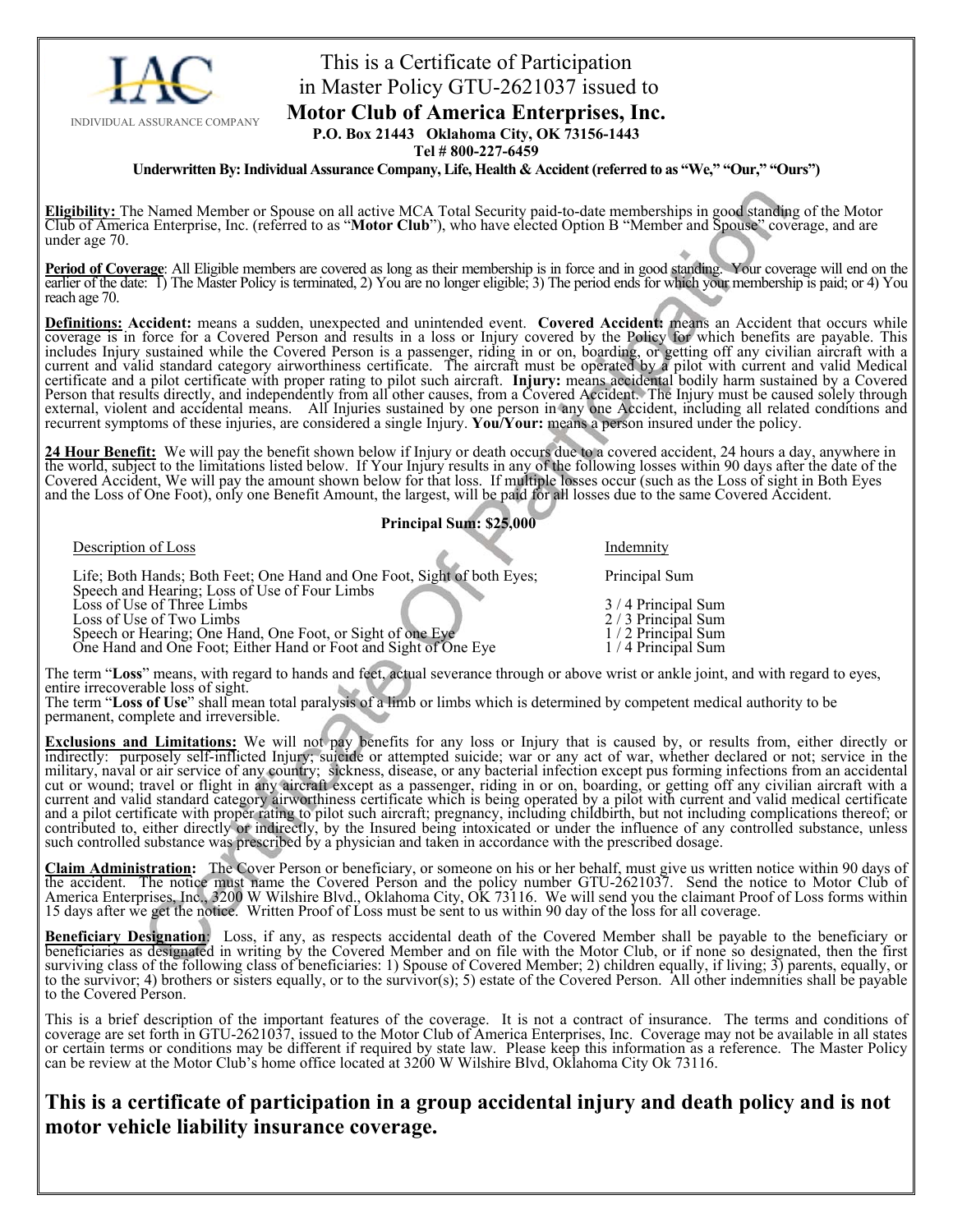IAC

INDIVIDUAL ASSURANCE COMPANY

This is a Certificate of Participation
in Master Policy GTU-2621037 issued to
**Motor Club of America Enterprises, Inc.**
**P.O. Box 21443 Oklahoma City, OK 73156-1443**
**Tel # 800-227-6459**

**Underwritten By: Individual Assurance Company, Life, Health & Accident (referred to as "We," "Our," "Ours")**

**Eligibility:** The Named Member or Spouse on all active MCA Total Security paid-to-date memberships in good standing of the Motor Club of America Enterprise, Inc. (referred to as "**Motor Club**"), who have elected Option B "Member and Spouse" coverage, and are under age 70.

**Period of Coverage**: All Eligible members are covered as long as their membership is in force and in good standing. Your coverage will end on the earlier of the date: 1) The Master Policy is terminated, 2) You are no longer eligible; 3) The period ends for which your membership is paid; or 4) You reach age 70.

**Definitions: Accident:** means a sudden, unexpected and unintended event. **Covered Accident:** means an Accident that occurs while coverage is in force for a Covered Person and results in a loss or Injury covered by the Policy for which benefits are payable. This includes Injury sustained while the Covered Person is a passenger, riding in or on, boarding, or getting off any civilian aircraft with a current and valid standard category airworthiness certificate. The aircraft must be operated by a pilot with current and valid Medical certificate and a pilot certificate with proper rating to pilot such aircraft. **Injury:** means accidental bodily harm sustained by a Covered Person that results directly, and independently from all other causes, from a Covered Accident. The Injury must be caused solely through external, violent and accidental means. All Injuries sustained by one person in any one Accident, including all related conditions and recurrent symptoms of these injuries, are considered a single Injury. **You/Your:** means a person insured under the policy.

**24 Hour Benefit:** We will pay the benefit shown below if Injury or death occurs due to a covered accident, 24 hours a day, anywhere in the world, subject to the limitations listed below. If Your Injury results in any of the following losses within 90 days after the date of the Covered Accident, We will pay the amount shown below for that loss. If multiple losses occur (such as the Loss of sight in Both Eyes and the Loss of One Foot), only one Benefit Amount, the largest, will be paid for all losses due to the same Covered Accident.

**Principal Sum: $25,000**

| Description of Loss | Indemnity |
|---|---|
| Life; Both Hands; Both Feet; One Hand and One Foot, Sight of both Eyes; Speech and Hearing; Loss of Use of Four Limbs | Principal Sum |
| Loss of Use of Three Limbs | 3 / 4 Principal Sum |
| Loss of Use of Two Limbs | 2 / 3 Principal Sum |
| Speech or Hearing; One Hand, One Foot, or Sight of one Eye | 1 / 2 Principal Sum |
| One Hand and One Foot; Either Hand or Foot and Sight of One Eye | 1 / 4 Principal Sum |

The term "**Loss**" means, with regard to hands and feet, actual severance through or above wrist or ankle joint, and with regard to eyes, entire irrecoverable loss of sight.
The term "**Loss of Use**" shall mean total paralysis of a limb or limbs which is determined by competent medical authority to be permanent, complete and irreversible.

**Exclusions and Limitations:** We will not pay benefits for any loss or Injury that is caused by, or results from, either directly or indirectly: purposely self-inflicted Injury; suicide or attempted suicide; war or any act of war, whether declared or not; service in the military, naval or air service of any country; sickness, disease, or any bacterial infection except pus forming infections from an accidental cut or wound; travel or flight in any aircraft except as a passenger, riding in or on, boarding, or getting off any civilian aircraft with a current and valid standard category airworthiness certificate which is being operated by a pilot with current and valid medical certificate and a pilot certificate with proper rating to pilot such aircraft; pregnancy, including childbirth, but not including complications thereof; or contributed to, either directly or indirectly, by the Insured being intoxicated or under the influence of any controlled substance, unless such controlled substance was prescribed by a physician and taken in accordance with the prescribed dosage.

**Claim Administration:** The Cover Person or beneficiary, or someone on his or her behalf, must give us written notice within 90 days of the accident. The notice must name the Covered Person and the policy number GTU-2621037. Send the notice to Motor Club of America Enterprises, Inc., 3200 W Wilshire Blvd., Oklahoma City, OK 73116. We will send you the claimant Proof of Loss forms within 15 days after we get the notice. Written Proof of Loss must be sent to us within 90 day of the loss for all coverage.

**Beneficiary Designation**: Loss, if any, as respects accidental death of the Covered Member shall be payable to the beneficiary or beneficiaries as designated in writing by the Covered Member and on file with the Motor Club, or if none so designated, then the first surviving class of the following class of beneficiaries: 1) Spouse of Covered Member; 2) children equally, if living; 3) parents, equally, or to the survivor; 4) brothers or sisters equally, or to the survivor(s); 5) estate of the Covered Person. All other indemnities shall be payable to the Covered Person.

This is a brief description of the important features of the coverage. It is not a contract of insurance. The terms and conditions of coverage are set forth in GTU-2621037, issued to the Motor Club of America Enterprises, Inc. Coverage may not be available in all states or certain terms or conditions may be different if required by state law. Please keep this information as a reference. The Master Policy can be review at the Motor Club's home office located at 3200 W Wilshire Blvd, Oklahoma City Ok 73116.

## This is a certificate of participation in a group accidental injury and death policy and is not motor vehicle liability insurance coverage.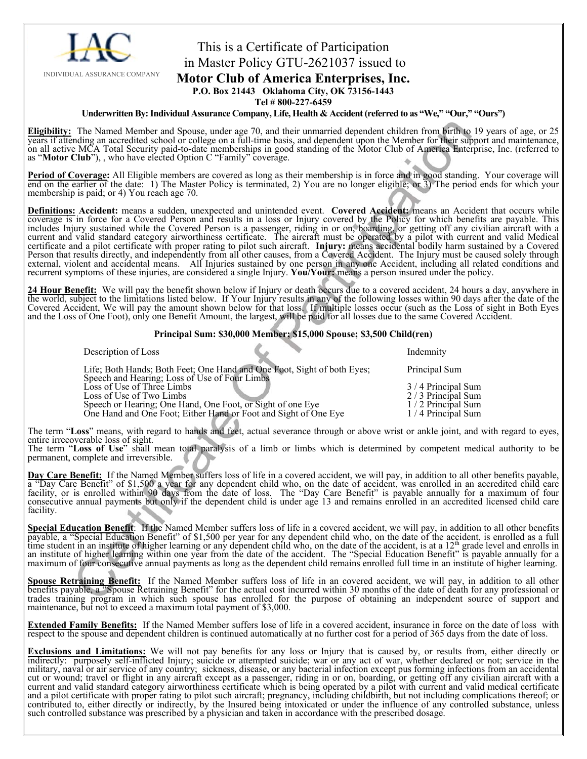IAC

INDIVIDUAL ASSURANCE COMPANY

# This is a Certificate of Participation in Master Policy GTU-2621037 issued to

## Motor Club of America Enterprises, Inc.

**P.O. Box 21443 Oklahoma City, OK 73156-1443**

**Tel # 800-227-6459**

**Underwritten By: Individual Assurance Company, Life, Health & Accident (referred to as "We," "Our," "Ours")**

**Eligibility:** The Named Member and Spouse, under age 70, and their unmarried dependent children from birth to 19 years of age, or 25 years if attending an accredited school or college on a full-time basis, and dependent upon the Member for their support and maintenance, on all active MCA Total Security paid-to-date memberships in good standing of the Motor Club of America Enterprise, Inc. (referred to as "**Motor Club**"), , who have elected Option C "Family" coverage.

**Period of Coverage:** All Eligible members are covered as long as their membership is in force and in good standing. Your coverage will end on the earlier of the date: 1) The Master Policy is terminated, 2) You are no longer eligible; or 3) The period ends for which your membership is paid; or 4) You reach age 70.

**Definitions: Accident:** means a sudden, unexpected and unintended event. **Covered Accident:** means an Accident that occurs while coverage is in force for a Covered Person and results in a loss or Injury covered by the Policy for which benefits are payable. This includes Injury sustained while the Covered Person is a passenger, riding in or on, boarding, or getting off any civilian aircraft with a current and valid standard category airworthiness certificate. The aircraft must be operated by a pilot with current and valid Medical certificate and a pilot certificate with proper rating to pilot such aircraft. **Injury:** means accidental bodily harm sustained by a Covered Person that results directly, and independently from all other causes, from a Covered Accident. The Injury must be caused solely through external, violent and accidental means. All Injuries sustained by one person in any one Accident, including all related conditions and recurrent symptoms of these injuries, are considered a single Injury. **You/Your:** means a person insured under the policy.

**24 Hour Benefit:** We will pay the benefit shown below if Injury or death occurs due to a covered accident, 24 hours a day, anywhere in the world, subject to the limitations listed below. If Your Injury results in any of the following losses within 90 days after the date of the Covered Accident, We will pay the amount shown below for that loss. If multiple losses occur (such as the Loss of sight in Both Eyes and the Loss of One Foot), only one Benefit Amount, the largest, will be paid for all losses due to the same Covered Accident.

**Principal Sum: $30,000 Member; $15,000 Spouse; $3,500 Child(ren)**

| Description of Loss | Indemnity |
|---|---|
| Life; Both Hands; Both Feet; One Hand and One Foot, Sight of both Eyes; Speech and Hearing; Loss of Use of Four Limbs | Principal Sum |
| Loss of Use of Three Limbs | 3 / 4 Principal Sum |
| Loss of Use of Two Limbs | 2 / 3 Principal Sum |
| Speech or Hearing; One Hand, One Foot, or Sight of one Eye | 1 / 2 Principal Sum |
| One Hand and One Foot; Either Hand or Foot and Sight of One Eye | 1 / 4 Principal Sum |

The term "**Loss**" means, with regard to hands and feet, actual severance through or above wrist or ankle joint, and with regard to eyes, entire irrecoverable loss of sight.
The term "**Loss of Use**" shall mean total paralysis of a limb or limbs which is determined by competent medical authority to be permanent, complete and irreversible.

**Day Care Benefit:** If the Named Member suffers loss of life in a covered accident, we will pay, in addition to all other benefits payable, a "Day Care Benefit" of $1,500 a year for any dependent child who, on the date of accident, was enrolled in an accredited child care facility, or is enrolled within 90 days from the date of loss. The "Day Care Benefit" is payable annually for a maximum of four consecutive annual payments but only if the dependent child is under age 13 and remains enrolled in an accredited licensed child care facility.

**Special Education Benefit**: If the Named Member suffers loss of life in a covered accident, we will pay, in addition to all other benefits payable, a "Special Education Benefit" of $1,500 per year for any dependent child who, on the date of the accident, is enrolled as a full time student in an institute of higher learning or any dependent child who, on the date of the accident, is at a 12th grade level and enrolls in an institute of higher learning within one year from the date of the accident. The "Special Education Benefit" is payable annually for a maximum of four consecutive annual payments as long as the dependent child remains enrolled full time in an institute of higher learning.

**Spouse Retraining Benefit:** If the Named Member suffers loss of life in an covered accident, we will pay, in addition to all other benefits payable, a "Spouse Retraining Benefit" for the actual cost incurred within 30 months of the date of death for any professional or trades training program in which such spouse has enrolled for the purpose of obtaining an independent source of support and maintenance, but not to exceed a maximum total payment of $3,000.

**Extended Family Benefits:** If the Named Member suffers lose of life in a covered accident, insurance in force on the date of loss with respect to the spouse and dependent children is continued automatically at no further cost for a period of 365 days from the date of loss.

**Exclusions and Limitations:** We will not pay benefits for any loss or Injury that is caused by, or results from, either directly or indirectly: purposely self-inflicted Injury; suicide or attempted suicide; war or any act of war, whether declared or not; service in the military, naval or air service of any country; sickness, disease, or any bacterial infection except pus forming infections from an accidental cut or wound; travel or flight in any aircraft except as a passenger, riding in or on, boarding, or getting off any civilian aircraft with a current and valid standard category airworthiness certificate which is being operated by a pilot with current and valid medical certificate and a pilot certificate with proper rating to pilot such aircraft; pregnancy, including childbirth, but not including complications thereof; or contributed to, either directly or indirectly, by the Insured being intoxicated or under the influence of any controlled substance, unless such controlled substance was prescribed by a physician and taken in accordance with the prescribed dosage.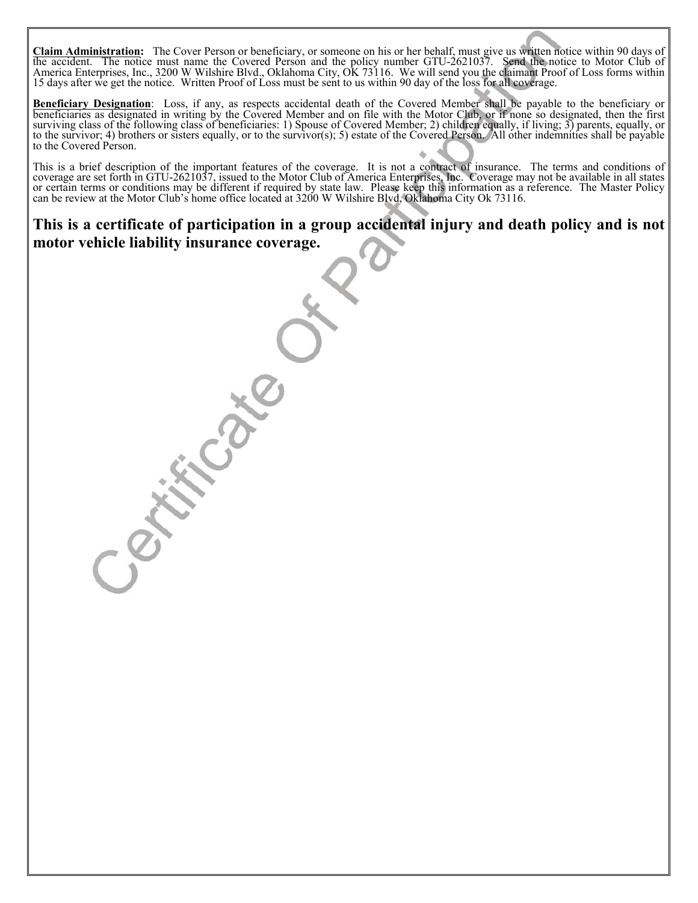**Claim Administration:** The Cover Person or beneficiary, or someone on his or her behalf, must give us written notice within 90 days of the accident. The notice must name the Covered Person and the policy number GTU-2621037. Send the notice to Motor Club of America Enterprises, Inc., 3200 W Wilshire Blvd., Oklahoma City, OK 73116. We will send you the claimant Proof of Loss forms within 15 days after we get the notice. Written Proof of Loss must be sent to us within 90 day of the loss for all coverage.

**Beneficiary Designation**: Loss, if any, as respects accidental death of the Covered Member shall be payable to the beneficiary or beneficiaries as designated in writing by the Covered Member and on file with the Motor Club, or if none so designated, then the first surviving class of the following class of beneficiaries: 1) Spouse of Covered Member; 2) children equally, if living; 3) parents, equally, or to the survivor; 4) brothers or sisters equally, or to the survivor(s); 5) estate of the Covered Person. All other indemnities shall be payable to the Covered Person.

This is a brief description of the important features of the coverage. It is not a contract of insurance. The terms and conditions of coverage are set forth in GTU-2621037, issued to the Motor Club of America Enterprises, Inc. Coverage may not be available in all states or certain terms or conditions may be different if required by state law. Please keep this information as a reference. The Master Policy can be review at the Motor Club's home office located at 3200 W Wilshire Blvd, Oklahoma City Ok 73116.

**This is a certificate of participation in a group accidental injury and death policy and is not motor vehicle liability insurance coverage.**